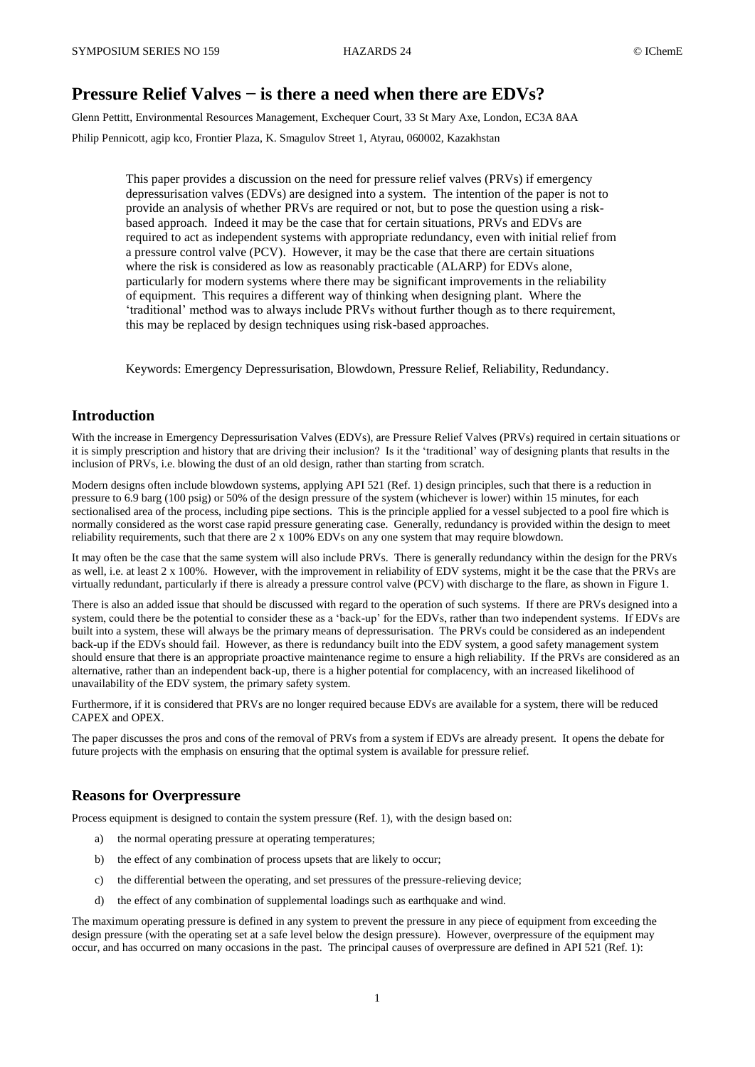# Pressure Relief Valves − is there a need when there are EDVs?

Glenn Pettitt, Environmental Resources Management, Exchequer Court, 33 St Mary Axe, London, EC3A 8AA

Philip Pennicott, agip kco, Frontier Plaza, K. Smagulov Street 1, Atyrau, 060002, Kazakhstan

This paper provides a discussion on the need for pressure relief valves (PRVs) if emergency depressurisation valves (EDVs) are designed into a system. The intention of the paper is not to provide an analysis of whether PRVs are required or not, but to pose the question using a risk-based approach. Indeed it may be the case that for certain situations, PRVs and EDVs are required to act as independent systems with appropriate redundancy, even with initial relief from a pressure control valve (PCV). However, it may be the case that there are certain situations where the risk is considered as low as reasonably practicable (ALARP) for EDVs alone, particularly for modern systems where there may be significant improvements in the reliability of equipment. This requires a different way of thinking when designing plant. Where the 'traditional' method was to always include PRVs without further though as to there requirement, this may be replaced by design techniques using risk-based approaches.

Keywords: Emergency Depressurisation, Blowdown, Pressure Relief, Reliability, Redundancy.

## Introduction

With the increase in Emergency Depressurisation Valves (EDVs), are Pressure Relief Valves (PRVs) required in certain situations or it is simply prescription and history that are driving their inclusion? Is it the 'traditional' way of designing plants that results in the inclusion of PRVs, i.e. blowing the dust of an old design, rather than starting from scratch.

Modern designs often include blowdown systems, applying API 521 (Ref. 1) design principles, such that there is a reduction in pressure to 6.9 barg (100 psig) or 50% of the design pressure of the system (whichever is lower) within 15 minutes, for each sectionalised area of the process, including pipe sections. This is the principle applied for a vessel subjected to a pool fire which is normally considered as the worst case rapid pressure generating case. Generally, redundancy is provided within the design to meet reliability requirements, such that there are 2 x 100% EDVs on any one system that may require blowdown.

It may often be the case that the same system will also include PRVs. There is generally redundancy within the design for the PRVs as well, i.e. at least 2 x 100%. However, with the improvement in reliability of EDV systems, might it be the case that the PRVs are virtually redundant, particularly if there is already a pressure control valve (PCV) with discharge to the flare, as shown in Figure 1.

There is also an added issue that should be discussed with regard to the operation of such systems. If there are PRVs designed into a system, could there be the potential to consider these as a 'back-up' for the EDVs, rather than two independent systems. If EDVs are built into a system, these will always be the primary means of depressurisation. The PRVs could be considered as an independent back-up if the EDVs should fail. However, as there is redundancy built into the EDV system, a good safety management system should ensure that there is an appropriate proactive maintenance regime to ensure a high reliability. If the PRVs are considered as an alternative, rather than an independent back-up, there is a higher potential for complacency, with an increased likelihood of unavailability of the EDV system, the primary safety system.

Furthermore, if it is considered that PRVs are no longer required because EDVs are available for a system, there will be reduced CAPEX and OPEX.

The paper discusses the pros and cons of the removal of PRVs from a system if EDVs are already present. It opens the debate for future projects with the emphasis on ensuring that the optimal system is available for pressure relief.

## Reasons for Overpressure

Process equipment is designed to contain the system pressure (Ref. 1), with the design based on:

a) the normal operating pressure at operating temperatures;

b) the effect of any combination of process upsets that are likely to occur;

c) the differential between the operating, and set pressures of the pressure-relieving device;

d) the effect of any combination of supplemental loadings such as earthquake and wind.

The maximum operating pressure is defined in any system to prevent the pressure in any piece of equipment from exceeding the design pressure (with the operating set at a safe level below the design pressure). However, overpressure of the equipment may occur, and has occurred on many occasions in the past. The principal causes of overpressure are defined in API 521 (Ref. 1):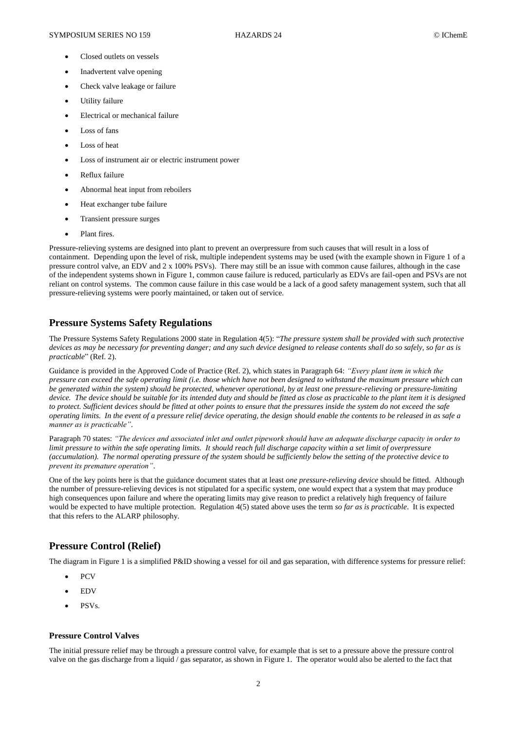- Closed outlets on vessels
- Inadvertent valve opening
- Check valve leakage or failure
- Utility failure
- Electrical or mechanical failure
- Loss of fans
- Loss of heat
- Loss of instrument air or electric instrument power
- Reflux failure
- Abnormal heat input from reboilers
- Heat exchanger tube failure
- Transient pressure surges
- Plant fires.

Pressure-relieving systems are designed into plant to prevent an overpressure from such causes that will result in a loss of containment. Depending upon the level of risk, multiple independent systems may be used (with the example shown in Figure 1 of a pressure control valve, an EDV and 2 x 100% PSVs). There may still be an issue with common cause failures, although in the case of the independent systems shown in Figure 1, common cause failure is reduced, particularly as EDVs are fail-open and PSVs are not reliant on control systems. The common cause failure in this case would be a lack of a good safety management system, such that all pressure-relieving systems were poorly maintained, or taken out of service.

## Pressure Systems Safety Regulations

The Pressure Systems Safety Regulations 2000 state in Regulation 4(5): "*The pressure system shall be provided with such protective devices as may be necessary for preventing danger; and any such device designed to release contents shall do so safely, so far as is practicable*" (Ref. 2).

Guidance is provided in the Approved Code of Practice (Ref. 2), which states in Paragraph 64: *"Every plant item in which the pressure can exceed the safe operating limit (i.e. those which have not been designed to withstand the maximum pressure which can be generated within the system) should be protected, whenever operational, by at least one pressure-relieving or pressure-limiting device. The device should be suitable for its intended duty and should be fitted as close as practicable to the plant item it is designed to protect. Sufficient devices should be fitted at other points to ensure that the pressures inside the system do not exceed the safe operating limits. In the event of a pressure relief device operating, the design should enable the contents to be released in as safe a manner as is practicable"*.

Paragraph 70 states: *"The devices and associated inlet and outlet pipework should have an adequate discharge capacity in order to limit pressure to within the safe operating limits. It should reach full discharge capacity within a set limit of overpressure (accumulation). The normal operating pressure of the system should be sufficiently below the setting of the protective device to prevent its premature operation"*.

One of the key points here is that the guidance document states that at least *one pressure-relieving device* should be fitted. Although the number of pressure-relieving devices is not stipulated for a specific system, one would expect that a system that may produce high consequences upon failure and where the operating limits may give reason to predict a relatively high frequency of failure would be expected to have multiple protection. Regulation 4(5) stated above uses the term *so far as is practicable*. It is expected that this refers to the ALARP philosophy.

## Pressure Control (Relief)

The diagram in Figure 1 is a simplified P&ID showing a vessel for oil and gas separation, with difference systems for pressure relief:

- PCV
- EDV
- PSVs.

### Pressure Control Valves

The initial pressure relief may be through a pressure control valve, for example that is set to a pressure above the pressure control valve on the gas discharge from a liquid / gas separator, as shown in Figure 1. The operator would also be alerted to the fact that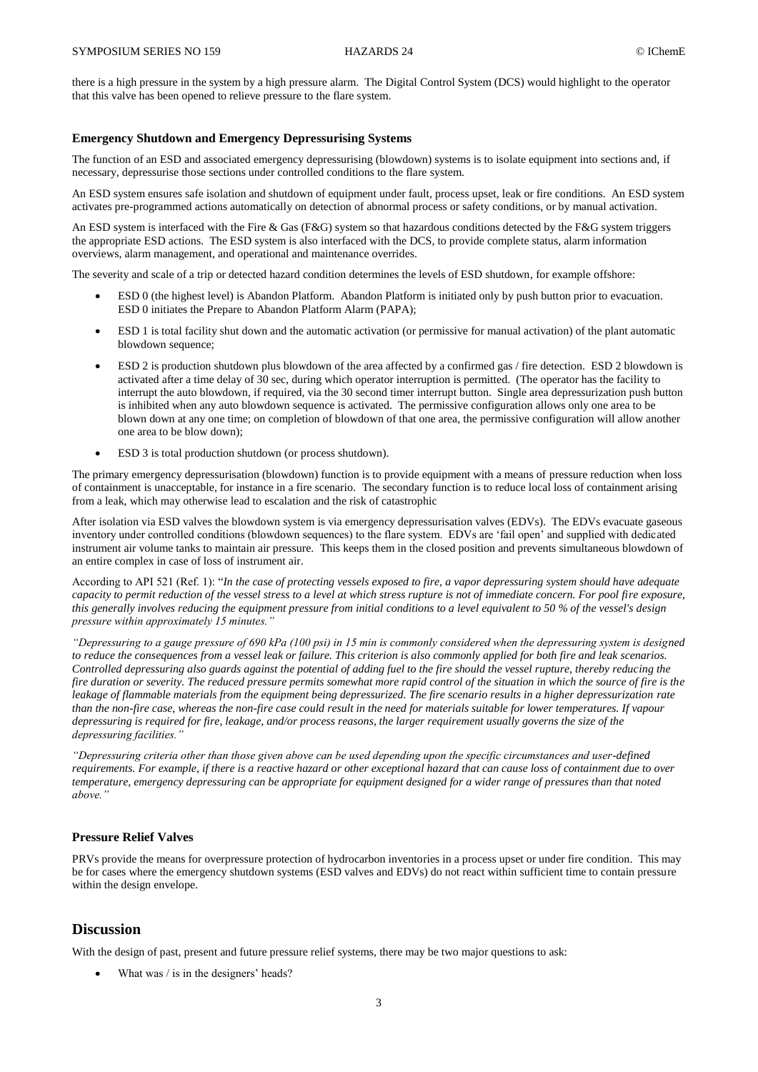there is a high pressure in the system by a high pressure alarm. The Digital Control System (DCS) would highlight to the operator that this valve has been opened to relieve pressure to the flare system.

### Emergency Shutdown and Emergency Depressurising Systems

The function of an ESD and associated emergency depressurising (blowdown) systems is to isolate equipment into sections and, if necessary, depressurise those sections under controlled conditions to the flare system.

An ESD system ensures safe isolation and shutdown of equipment under fault, process upset, leak or fire conditions. An ESD system activates pre-programmed actions automatically on detection of abnormal process or safety conditions, or by manual activation.

An ESD system is interfaced with the Fire & Gas (F&G) system so that hazardous conditions detected by the F&G system triggers the appropriate ESD actions. The ESD system is also interfaced with the DCS, to provide complete status, alarm information overviews, alarm management, and operational and maintenance overrides.

The severity and scale of a trip or detected hazard condition determines the levels of ESD shutdown, for example offshore:

- ESD 0 (the highest level) is Abandon Platform. Abandon Platform is initiated only by push button prior to evacuation. ESD 0 initiates the Prepare to Abandon Platform Alarm (PAPA);
- ESD 1 is total facility shut down and the automatic activation (or permissive for manual activation) of the plant automatic blowdown sequence;
- ESD 2 is production shutdown plus blowdown of the area affected by a confirmed gas / fire detection. ESD 2 blowdown is activated after a time delay of 30 sec, during which operator interruption is permitted. (The operator has the facility to interrupt the auto blowdown, if required, via the 30 second timer interrupt button. Single area depressurization push button is inhibited when any auto blowdown sequence is activated. The permissive configuration allows only one area to be blown down at any one time; on completion of blowdown of that one area, the permissive configuration will allow another one area to be blow down);
- ESD 3 is total production shutdown (or process shutdown).

The primary emergency depressurisation (blowdown) function is to provide equipment with a means of pressure reduction when loss of containment is unacceptable, for instance in a fire scenario. The secondary function is to reduce local loss of containment arising from a leak, which may otherwise lead to escalation and the risk of catastrophic

After isolation via ESD valves the blowdown system is via emergency depressurisation valves (EDVs). The EDVs evacuate gaseous inventory under controlled conditions (blowdown sequences) to the flare system. EDVs are 'fail open' and supplied with dedicated instrument air volume tanks to maintain air pressure. This keeps them in the closed position and prevents simultaneous blowdown of an entire complex in case of loss of instrument air.

According to API 521 (Ref. 1): "*In the case of protecting vessels exposed to fire, a vapor depressuring system should have adequate capacity to permit reduction of the vessel stress to a level at which stress rupture is not of immediate concern. For pool fire exposure, this generally involves reducing the equipment pressure from initial conditions to a level equivalent to 50 % of the vessel's design pressure within approximately 15 minutes.*"

*"Depressuring to a gauge pressure of 690 kPa (100 psi) in 15 min is commonly considered when the depressuring system is designed to reduce the consequences from a vessel leak or failure. This criterion is also commonly applied for both fire and leak scenarios. Controlled depressuring also guards against the potential of adding fuel to the fire should the vessel rupture, thereby reducing the fire duration or severity. The reduced pressure permits somewhat more rapid control of the situation in which the source of fire is the leakage of flammable materials from the equipment being depressurized. The fire scenario results in a higher depressurization rate than the non-fire case, whereas the non-fire case could result in the need for materials suitable for lower temperatures. If vapour depressuring is required for fire, leakage, and/or process reasons, the larger requirement usually governs the size of the depressuring facilities."*

*"Depressuring criteria other than those given above can be used depending upon the specific circumstances and user-defined requirements. For example, if there is a reactive hazard or other exceptional hazard that can cause loss of containment due to over temperature, emergency depressuring can be appropriate for equipment designed for a wider range of pressures than that noted above."*

### Pressure Relief Valves

PRVs provide the means for overpressure protection of hydrocarbon inventories in a process upset or under fire condition. This may be for cases where the emergency shutdown systems (ESD valves and EDVs) do not react within sufficient time to contain pressure within the design envelope.

## Discussion

With the design of past, present and future pressure relief systems, there may be two major questions to ask:

- What was / is in the designers' heads?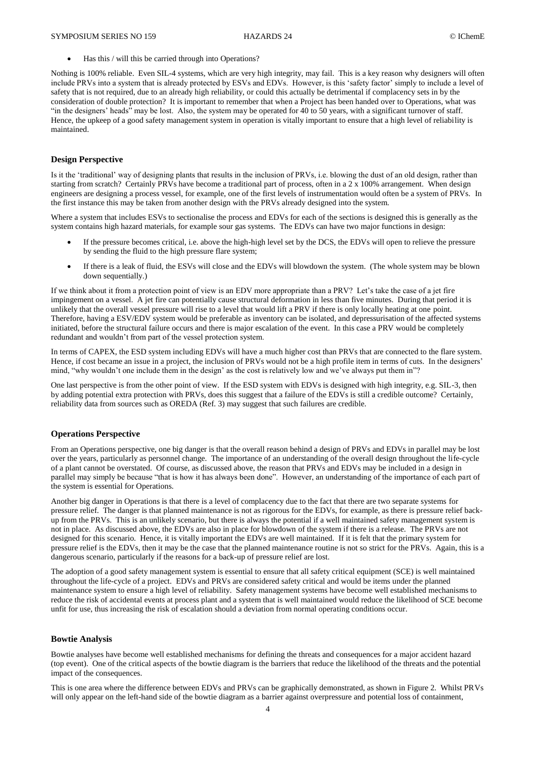- Has this / will this be carried through into Operations?

Nothing is 100% reliable. Even SIL-4 systems, which are very high integrity, may fail. This is a key reason why designers will often include PRVs into a system that is already protected by ESVs and EDVs. However, is this 'safety factor' simply to include a level of safety that is not required, due to an already high reliability, or could this actually be detrimental if complacency sets in by the consideration of double protection? It is important to remember that when a Project has been handed over to Operations, what was "in the designers' heads" may be lost. Also, the system may be operated for 40 to 50 years, with a significant turnover of staff. Hence, the upkeep of a good safety management system in operation is vitally important to ensure that a high level of reliability is maintained.

### Design Perspective

Is it the 'traditional' way of designing plants that results in the inclusion of PRVs, i.e. blowing the dust of an old design, rather than starting from scratch? Certainly PRVs have become a traditional part of process, often in a 2 x 100% arrangement. When design engineers are designing a process vessel, for example, one of the first levels of instrumentation would often be a system of PRVs. In the first instance this may be taken from another design with the PRVs already designed into the system.

Where a system that includes ESVs to sectionalise the process and EDVs for each of the sections is designed this is generally as the system contains high hazard materials, for example sour gas systems. The EDVs can have two major functions in design:

- If the pressure becomes critical, i.e. above the high-high level set by the DCS, the EDVs will open to relieve the pressure by sending the fluid to the high pressure flare system;
- If there is a leak of fluid, the ESVs will close and the EDVs will blowdown the system. (The whole system may be blown down sequentially.)

If we think about it from a protection point of view is an EDV more appropriate than a PRV? Let's take the case of a jet fire impingement on a vessel. A jet fire can potentially cause structural deformation in less than five minutes. During that period it is unlikely that the overall vessel pressure will rise to a level that would lift a PRV if there is only locally heating at one point. Therefore, having a ESV/EDV system would be preferable as inventory can be isolated, and depressurisation of the affected systems initiated, before the structural failure occurs and there is major escalation of the event. In this case a PRV would be completely redundant and wouldn't from part of the vessel protection system.

In terms of CAPEX, the ESD system including EDVs will have a much higher cost than PRVs that are connected to the flare system. Hence, if cost became an issue in a project, the inclusion of PRVs would not be a high profile item in terms of cuts. In the designers' mind, "why wouldn't one include them in the design' as the cost is relatively low and we've always put them in"?

One last perspective is from the other point of view. If the ESD system with EDVs is designed with high integrity, e.g. SIL-3, then by adding potential extra protection with PRVs, does this suggest that a failure of the EDVs is still a credible outcome? Certainly, reliability data from sources such as OREDA (Ref. 3) may suggest that such failures are credible.

### Operations Perspective

From an Operations perspective, one big danger is that the overall reason behind a design of PRVs and EDVs in parallel may be lost over the years, particularly as personnel change. The importance of an understanding of the overall design throughout the life-cycle of a plant cannot be overstated. Of course, as discussed above, the reason that PRVs and EDVs may be included in a design in parallel may simply be because "that is how it has always been done". However, an understanding of the importance of each part of the system is essential for Operations.

Another big danger in Operations is that there is a level of complacency due to the fact that there are two separate systems for pressure relief. The danger is that planned maintenance is not as rigorous for the EDVs, for example, as there is pressure relief back-up from the PRVs. This is an unlikely scenario, but there is always the potential if a well maintained safety management system is not in place. As discussed above, the EDVs are also in place for blowdown of the system if there is a release. The PRVs are not designed for this scenario. Hence, it is vitally important the EDVs are well maintained. If it is felt that the primary system for pressure relief is the EDVs, then it may be the case that the planned maintenance routine is not so strict for the PRVs. Again, this is a dangerous scenario, particularly if the reasons for a back-up of pressure relief are lost.

The adoption of a good safety management system is essential to ensure that all safety critical equipment (SCE) is well maintained throughout the life-cycle of a project. EDVs and PRVs are considered safety critical and would be items under the planned maintenance system to ensure a high level of reliability. Safety management systems have become well established mechanisms to reduce the risk of accidental events at process plant and a system that is well maintained would reduce the likelihood of SCE become unfit for use, thus increasing the risk of escalation should a deviation from normal operating conditions occur.

### Bowtie Analysis

Bowtie analyses have become well established mechanisms for defining the threats and consequences for a major accident hazard (top event). One of the critical aspects of the bowtie diagram is the barriers that reduce the likelihood of the threats and the potential impact of the consequences.

This is one area where the difference between EDVs and PRVs can be graphically demonstrated, as shown in Figure 2. Whilst PRVs will only appear on the left-hand side of the bowtie diagram as a barrier against overpressure and potential loss of containment,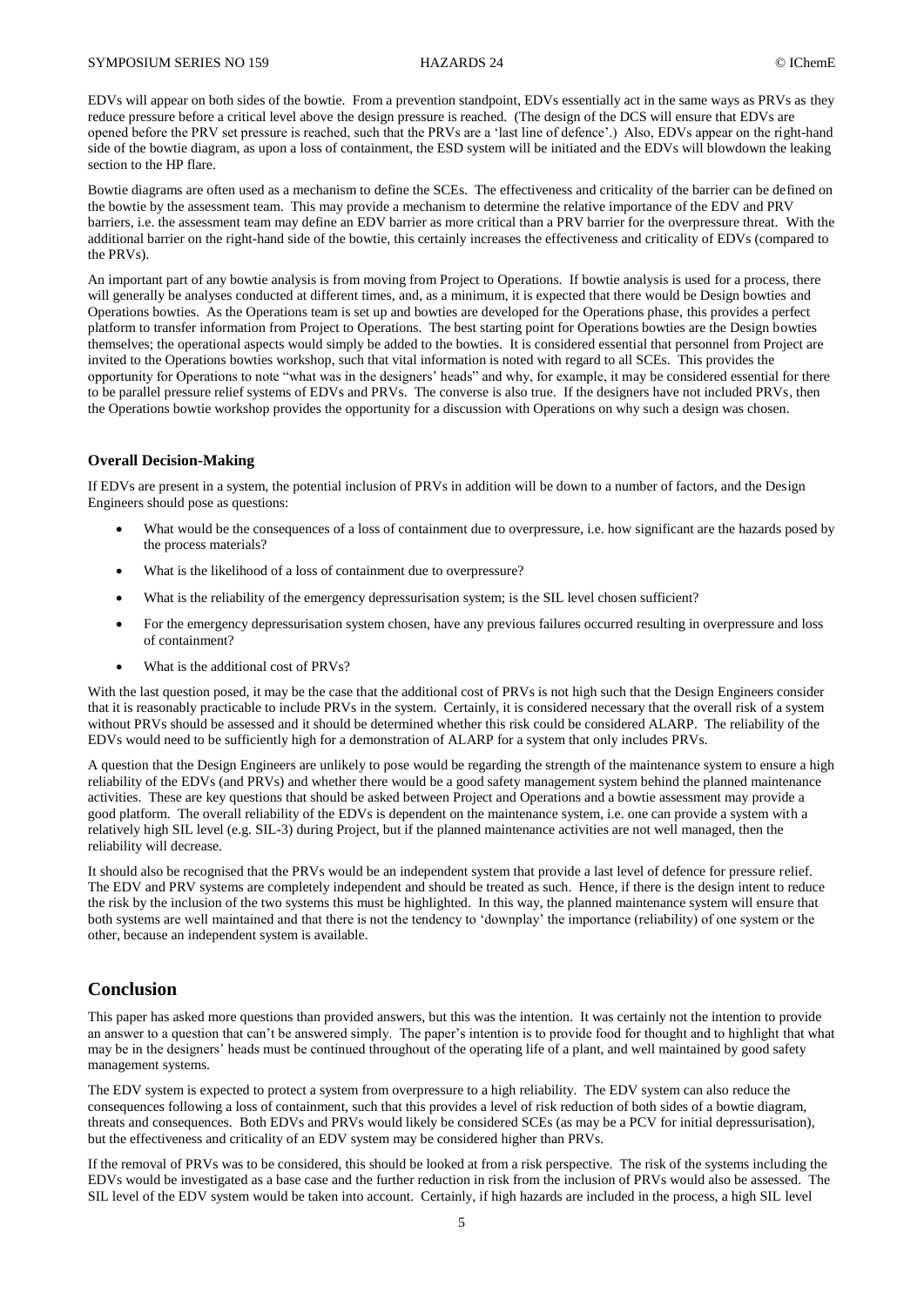EDVs will appear on both sides of the bowtie. From a prevention standpoint, EDVs essentially act in the same ways as PRVs as they reduce pressure before a critical level above the design pressure is reached. (The design of the DCS will ensure that EDVs are opened before the PRV set pressure is reached, such that the PRVs are a 'last line of defence'.) Also, EDVs appear on the right-hand side of the bowtie diagram, as upon a loss of containment, the ESD system will be initiated and the EDVs will blowdown the leaking section to the HP flare.

Bowtie diagrams are often used as a mechanism to define the SCEs. The effectiveness and criticality of the barrier can be defined on the bowtie by the assessment team. This may provide a mechanism to determine the relative importance of the EDV and PRV barriers, i.e. the assessment team may define an EDV barrier as more critical than a PRV barrier for the overpressure threat. With the additional barrier on the right-hand side of the bowtie, this certainly increases the effectiveness and criticality of EDVs (compared to the PRVs).

An important part of any bowtie analysis is from moving from Project to Operations. If bowtie analysis is used for a process, there will generally be analyses conducted at different times, and, as a minimum, it is expected that there would be Design bowties and Operations bowties. As the Operations team is set up and bowties are developed for the Operations phase, this provides a perfect platform to transfer information from Project to Operations. The best starting point for Operations bowties are the Design bowties themselves; the operational aspects would simply be added to the bowties. It is considered essential that personnel from Project are invited to the Operations bowties workshop, such that vital information is noted with regard to all SCEs. This provides the opportunity for Operations to note "what was in the designers' heads" and why, for example, it may be considered essential for there to be parallel pressure relief systems of EDVs and PRVs. The converse is also true. If the designers have not included PRVs, then the Operations bowtie workshop provides the opportunity for a discussion with Operations on why such a design was chosen.

### Overall Decision-Making

If EDVs are present in a system, the potential inclusion of PRVs in addition will be down to a number of factors, and the Design Engineers should pose as questions:

- What would be the consequences of a loss of containment due to overpressure, i.e. how significant are the hazards posed by the process materials?
- What is the likelihood of a loss of containment due to overpressure?
- What is the reliability of the emergency depressurisation system; is the SIL level chosen sufficient?
- For the emergency depressurisation system chosen, have any previous failures occurred resulting in overpressure and loss of containment?
- What is the additional cost of PRVs?

With the last question posed, it may be the case that the additional cost of PRVs is not high such that the Design Engineers consider that it is reasonably practicable to include PRVs in the system. Certainly, it is considered necessary that the overall risk of a system without PRVs should be assessed and it should be determined whether this risk could be considered ALARP. The reliability of the EDVs would need to be sufficiently high for a demonstration of ALARP for a system that only includes PRVs.

A question that the Design Engineers are unlikely to pose would be regarding the strength of the maintenance system to ensure a high reliability of the EDVs (and PRVs) and whether there would be a good safety management system behind the planned maintenance activities. These are key questions that should be asked between Project and Operations and a bowtie assessment may provide a good platform. The overall reliability of the EDVs is dependent on the maintenance system, i.e. one can provide a system with a relatively high SIL level (e.g. SIL-3) during Project, but if the planned maintenance activities are not well managed, then the reliability will decrease.

It should also be recognised that the PRVs would be an independent system that provide a last level of defence for pressure relief. The EDV and PRV systems are completely independent and should be treated as such. Hence, if there is the design intent to reduce the risk by the inclusion of the two systems this must be highlighted. In this way, the planned maintenance system will ensure that both systems are well maintained and that there is not the tendency to 'downplay' the importance (reliability) of one system or the other, because an independent system is available.

## Conclusion

This paper has asked more questions than provided answers, but this was the intention. It was certainly not the intention to provide an answer to a question that can't be answered simply. The paper's intention is to provide food for thought and to highlight that what may be in the designers' heads must be continued throughout of the operating life of a plant, and well maintained by good safety management systems.

The EDV system is expected to protect a system from overpressure to a high reliability. The EDV system can also reduce the consequences following a loss of containment, such that this provides a level of risk reduction of both sides of a bowtie diagram, threats and consequences. Both EDVs and PRVs would likely be considered SCEs (as may be a PCV for initial depressurisation), but the effectiveness and criticality of an EDV system may be considered higher than PRVs.

If the removal of PRVs was to be considered, this should be looked at from a risk perspective. The risk of the systems including the EDVs would be investigated as a base case and the further reduction in risk from the inclusion of PRVs would also be assessed. The SIL level of the EDV system would be taken into account. Certainly, if high hazards are included in the process, a high SIL level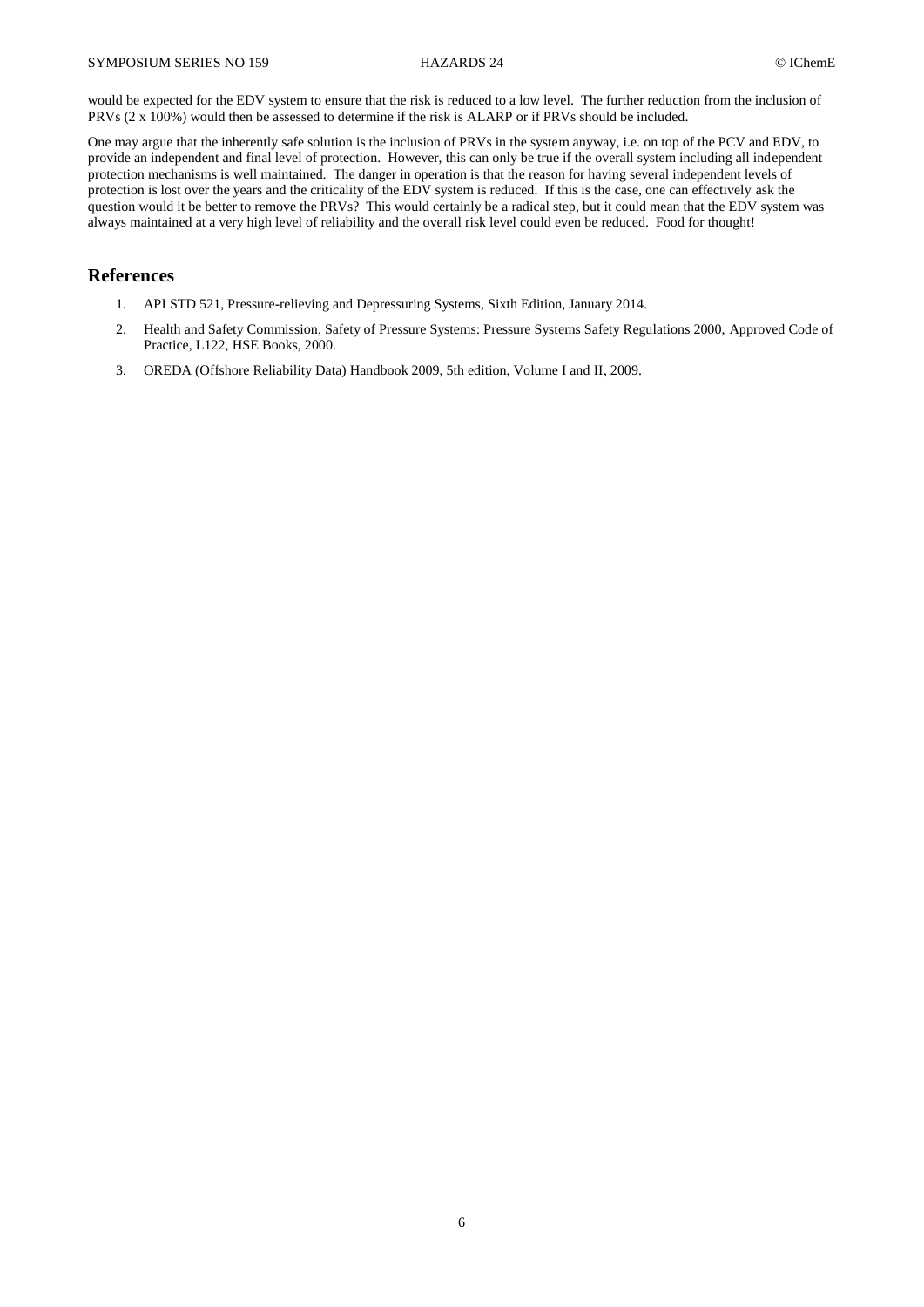would be expected for the EDV system to ensure that the risk is reduced to a low level. The further reduction from the inclusion of PRVs (2 x 100%) would then be assessed to determine if the risk is ALARP or if PRVs should be included.

One may argue that the inherently safe solution is the inclusion of PRVs in the system anyway, i.e. on top of the PCV and EDV, to provide an independent and final level of protection. However, this can only be true if the overall system including all independent protection mechanisms is well maintained. The danger in operation is that the reason for having several independent levels of protection is lost over the years and the criticality of the EDV system is reduced. If this is the case, one can effectively ask the question would it be better to remove the PRVs? This would certainly be a radical step, but it could mean that the EDV system was always maintained at a very high level of reliability and the overall risk level could even be reduced. Food for thought!

## References

1. API STD 521, Pressure-relieving and Depressuring Systems, Sixth Edition, January 2014.
2. Health and Safety Commission, Safety of Pressure Systems: Pressure Systems Safety Regulations 2000, Approved Code of Practice, L122, HSE Books, 2000.
3. OREDA (Offshore Reliability Data) Handbook 2009, 5th edition, Volume I and II, 2009.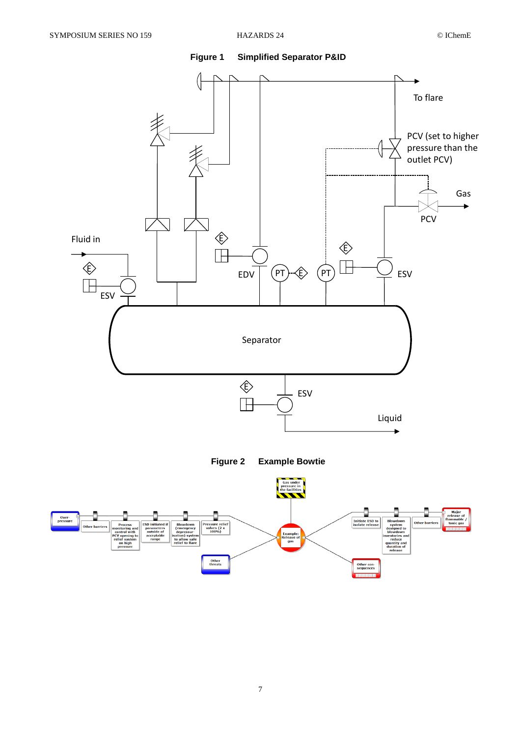**Figure 1 Simplified Separator P&ID**

To flare

PCV (set to higher pressure than the outlet PCV)

Gas

PCV

Fluid in

E

ESV

E

EDV

PT

E

PT

E

ESV

Separator

E

ESV

Liquid

**Figure 2 Example Bowtie**

Gas under pressure in the facilities

Over-pressure

Other barriers

Process monitoring and control with PCV opening to relief system on high pressure

ESD initiated if parameters outside of acceptable range

Blowdown (emergency depressurisation) system to allow safe relief to flare

Pressure relief valves (2 x 100%)

Other threats

Example: Release of gas

Initiate ESD to isolate release

Blowdown system designed to blowdown inventories and reduce quantity and duration of release

Other barriers

Major release of flammable / toxic gas

Other consequences